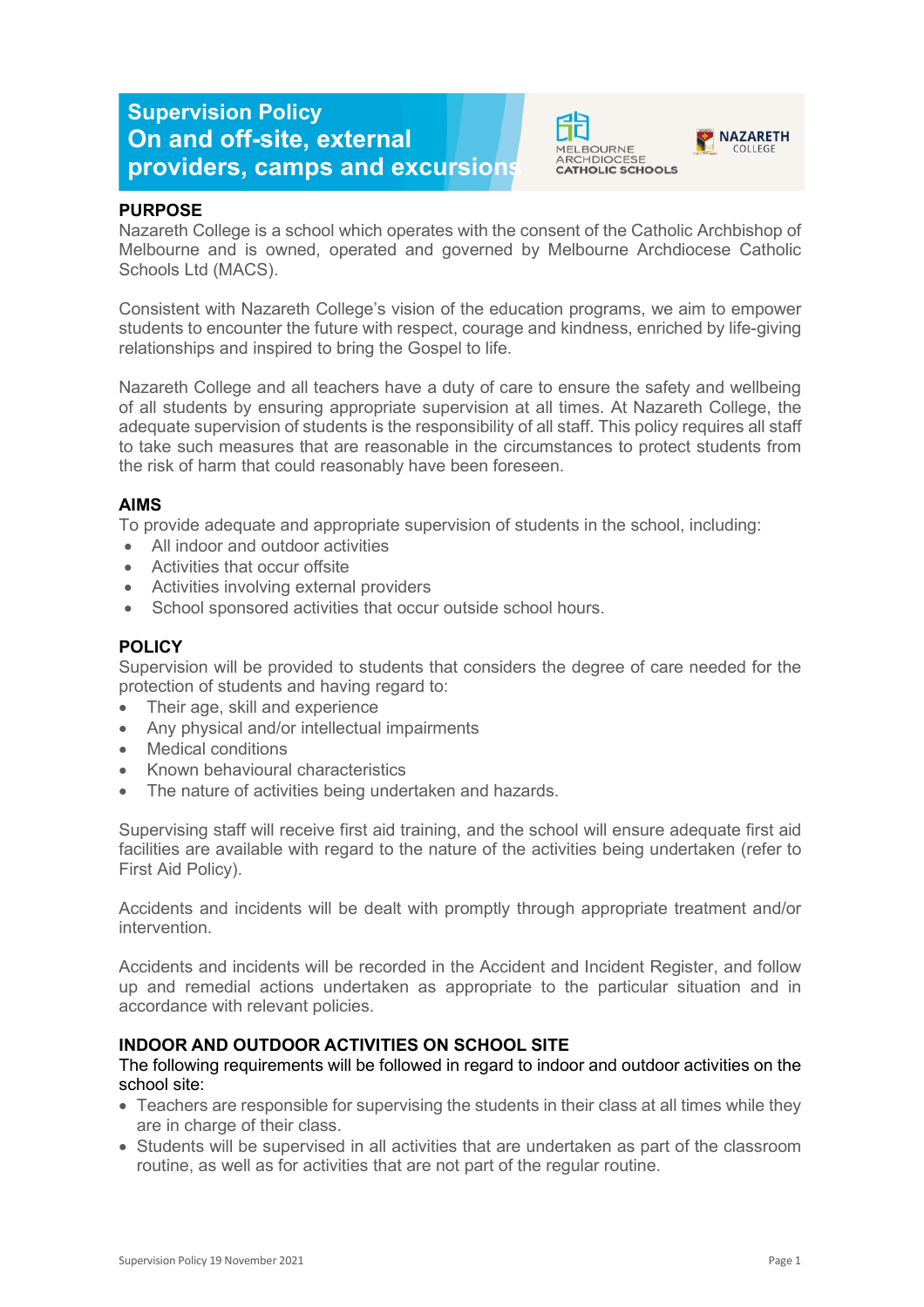# Supervision Policy On and off-site, external providers, camps and excursions

MELBOURNE ARCHDIOCESE CATHOLIC SCHOOLS

NAZARETH COLLEGE

## PURPOSE

Nazareth College is a school which operates with the consent of the Catholic Archbishop of Melbourne and is owned, operated and governed by Melbourne Archdiocese Catholic Schools Ltd (MACS).

Consistent with Nazareth College's vision of the education programs, we aim to empower students to encounter the future with respect, courage and kindness, enriched by life-giving relationships and inspired to bring the Gospel to life.

Nazareth College and all teachers have a duty of care to ensure the safety and wellbeing of all students by ensuring appropriate supervision at all times. At Nazareth College, the adequate supervision of students is the responsibility of all staff. This policy requires all staff to take such measures that are reasonable in the circumstances to protect students from the risk of harm that could reasonably have been foreseen.

## AIMS

To provide adequate and appropriate supervision of students in the school, including:

- All indoor and outdoor activities
- Activities that occur offsite
- Activities involving external providers
- School sponsored activities that occur outside school hours.

## POLICY

Supervision will be provided to students that considers the degree of care needed for the protection of students and having regard to:

- Their age, skill and experience
- Any physical and/or intellectual impairments
- Medical conditions
- Known behavioural characteristics
- The nature of activities being undertaken and hazards.

Supervising staff will receive first aid training, and the school will ensure adequate first aid facilities are available with regard to the nature of the activities being undertaken (refer to First Aid Policy).

Accidents and incidents will be dealt with promptly through appropriate treatment and/or intervention.

Accidents and incidents will be recorded in the Accident and Incident Register, and follow up and remedial actions undertaken as appropriate to the particular situation and in accordance with relevant policies.

## INDOOR AND OUTDOOR ACTIVITIES ON SCHOOL SITE

The following requirements will be followed in regard to indoor and outdoor activities on the school site:

- Teachers are responsible for supervising the students in their class at all times while they are in charge of their class.
- Students will be supervised in all activities that are undertaken as part of the classroom routine, as well as for activities that are not part of the regular routine.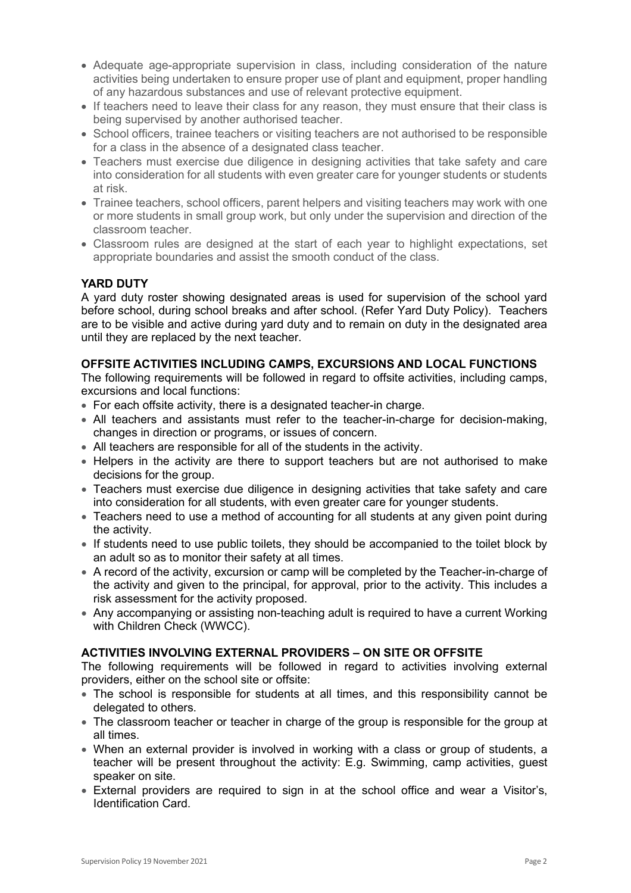- Adequate age-appropriate supervision in class, including consideration of the nature activities being undertaken to ensure proper use of plant and equipment, proper handling of any hazardous substances and use of relevant protective equipment.
- If teachers need to leave their class for any reason, they must ensure that their class is being supervised by another authorised teacher.
- School officers, trainee teachers or visiting teachers are not authorised to be responsible for a class in the absence of a designated class teacher.
- Teachers must exercise due diligence in designing activities that take safety and care into consideration for all students with even greater care for younger students or students at risk.
- Trainee teachers, school officers, parent helpers and visiting teachers may work with one or more students in small group work, but only under the supervision and direction of the classroom teacher.
- Classroom rules are designed at the start of each year to highlight expectations, set appropriate boundaries and assist the smooth conduct of the class.

**YARD DUTY**

A yard duty roster showing designated areas is used for supervision of the school yard before school, during school breaks and after school. (Refer Yard Duty Policy). Teachers are to be visible and active during yard duty and to remain on duty in the designated area until they are replaced by the next teacher.

**OFFSITE ACTIVITIES INCLUDING CAMPS, EXCURSIONS AND LOCAL FUNCTIONS**

The following requirements will be followed in regard to offsite activities, including camps, excursions and local functions:

- For each offsite activity, there is a designated teacher-in charge.
- All teachers and assistants must refer to the teacher-in-charge for decision-making, changes in direction or programs, or issues of concern.
- All teachers are responsible for all of the students in the activity.
- Helpers in the activity are there to support teachers but are not authorised to make decisions for the group.
- Teachers must exercise due diligence in designing activities that take safety and care into consideration for all students, with even greater care for younger students.
- Teachers need to use a method of accounting for all students at any given point during the activity.
- If students need to use public toilets, they should be accompanied to the toilet block by an adult so as to monitor their safety at all times.
- A record of the activity, excursion or camp will be completed by the Teacher-in-charge of the activity and given to the principal, for approval, prior to the activity. This includes a risk assessment for the activity proposed.
- Any accompanying or assisting non-teaching adult is required to have a current Working with Children Check (WWCC).

**ACTIVITIES INVOLVING EXTERNAL PROVIDERS – ON SITE OR OFFSITE**

The following requirements will be followed in regard to activities involving external providers, either on the school site or offsite:

- The school is responsible for students at all times, and this responsibility cannot be delegated to others.
- The classroom teacher or teacher in charge of the group is responsible for the group at all times.
- When an external provider is involved in working with a class or group of students, a teacher will be present throughout the activity: E.g. Swimming, camp activities, guest speaker on site.
- External providers are required to sign in at the school office and wear a Visitor's, Identification Card.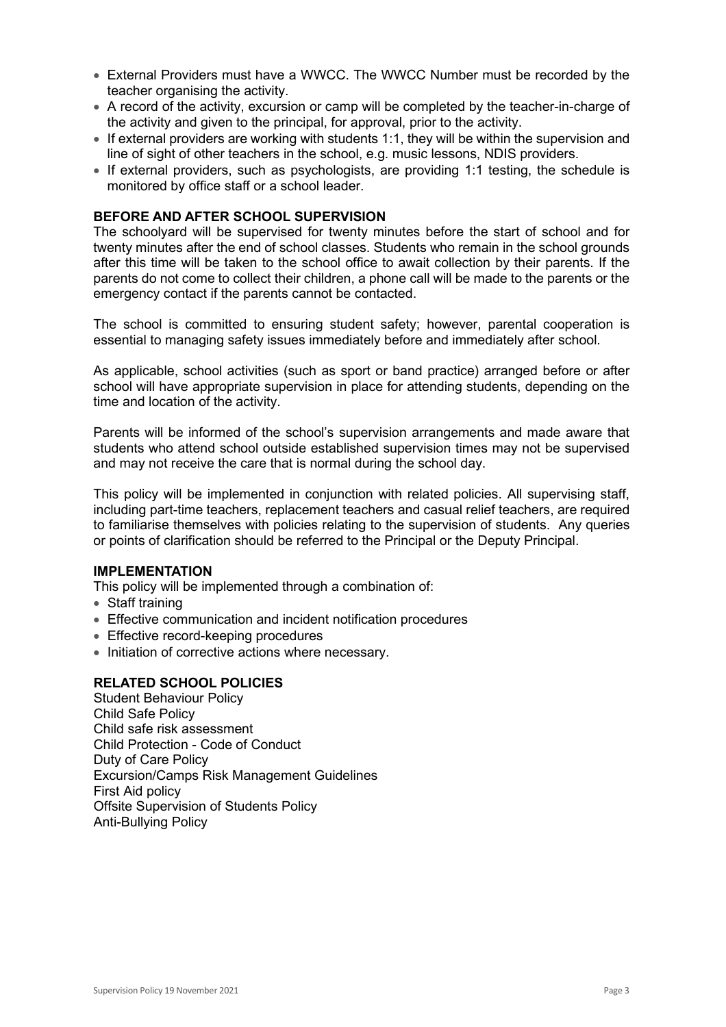- External Providers must have a WWCC. The WWCC Number must be recorded by the teacher organising the activity.
- A record of the activity, excursion or camp will be completed by the teacher-in-charge of the activity and given to the principal, for approval, prior to the activity.
- If external providers are working with students 1:1, they will be within the supervision and line of sight of other teachers in the school, e.g. music lessons, NDIS providers.
- If external providers, such as psychologists, are providing 1:1 testing, the schedule is monitored by office staff or a school leader.

## BEFORE AND AFTER SCHOOL SUPERVISION

The schoolyard will be supervised for twenty minutes before the start of school and for twenty minutes after the end of school classes. Students who remain in the school grounds after this time will be taken to the school office to await collection by their parents. If the parents do not come to collect their children, a phone call will be made to the parents or the emergency contact if the parents cannot be contacted.

The school is committed to ensuring student safety; however, parental cooperation is essential to managing safety issues immediately before and immediately after school.

As applicable, school activities (such as sport or band practice) arranged before or after school will have appropriate supervision in place for attending students, depending on the time and location of the activity.

Parents will be informed of the school's supervision arrangements and made aware that students who attend school outside established supervision times may not be supervised and may not receive the care that is normal during the school day.

This policy will be implemented in conjunction with related policies. All supervising staff, including part-time teachers, replacement teachers and casual relief teachers, are required to familiarise themselves with policies relating to the supervision of students. Any queries or points of clarification should be referred to the Principal or the Deputy Principal.

## IMPLEMENTATION

This policy will be implemented through a combination of:

- Staff training
- Effective communication and incident notification procedures
- Effective record-keeping procedures
- Initiation of corrective actions where necessary.

## RELATED SCHOOL POLICIES

Student Behaviour Policy
Child Safe Policy
Child safe risk assessment
Child Protection - Code of Conduct
Duty of Care Policy
Excursion/Camps Risk Management Guidelines
First Aid policy
Offsite Supervision of Students Policy
Anti-Bullying Policy